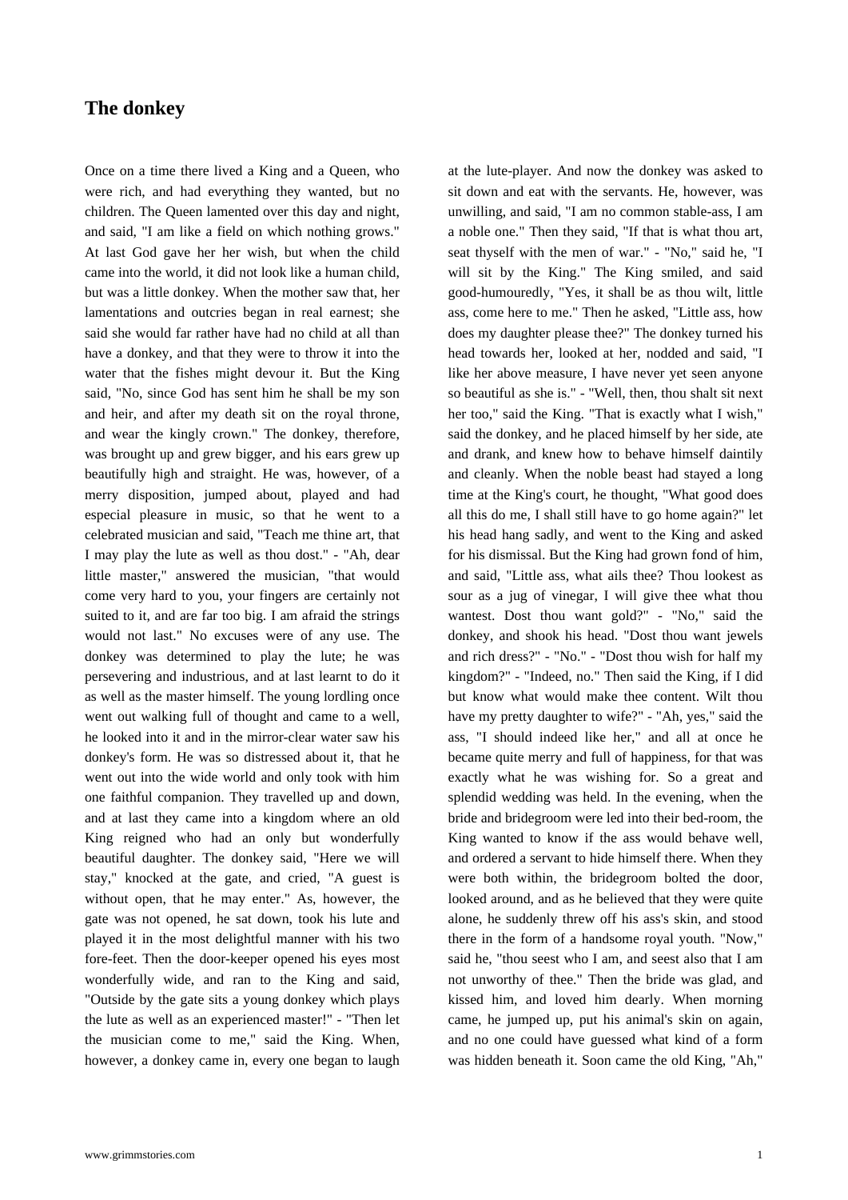# The donkey

Once on a time there lived a King and a Queen, who were rich, and had everything they wanted, but no children. The Queen lamented over this day and night, and said, "I am like a field on which nothing grows." At last God gave her her wish, but when the child came into the world, it did not look like a human child, but was a little donkey. When the mother saw that, her lamentations and outcries began in real earnest; she said she would far rather have had no child at all than have a donkey, and that they were to throw it into the water that the fishes might devour it. But the King said, "No, since God has sent him he shall be my son and heir, and after my death sit on the royal throne, and wear the kingly crown." The donkey, therefore, was brought up and grew bigger, and his ears grew up beautifully high and straight. He was, however, of a merry disposition, jumped about, played and had especial pleasure in music, so that he went to a celebrated musician and said, "Teach me thine art, that I may play the lute as well as thou dost." - "Ah, dear little master," answered the musician, "that would come very hard to you, your fingers are certainly not suited to it, and are far too big. I am afraid the strings would not last." No excuses were of any use. The donkey was determined to play the lute; he was persevering and industrious, and at last learnt to do it as well as the master himself. The young lordling once went out walking full of thought and came to a well, he looked into it and in the mirror-clear water saw his donkey's form. He was so distressed about it, that he went out into the wide world and only took with him one faithful companion. They travelled up and down, and at last they came into a kingdom where an old King reigned who had an only but wonderfully beautiful daughter. The donkey said, "Here we will stay," knocked at the gate, and cried, "A guest is without open, that he may enter." As, however, the gate was not opened, he sat down, took his lute and played it in the most delightful manner with his two fore-feet. Then the door-keeper opened his eyes most wonderfully wide, and ran to the King and said, "Outside by the gate sits a young donkey which plays the lute as well as an experienced master!" - "Then let the musician come to me," said the King. When, however, a donkey came in, every one began to laugh at the lute-player. And now the donkey was asked to sit down and eat with the servants. He, however, was unwilling, and said, "I am no common stable-ass, I am a noble one." Then they said, "If that is what thou art, seat thyself with the men of war." - "No," said he, "I will sit by the King." The King smiled, and said good-humouredly, "Yes, it shall be as thou wilt, little ass, come here to me." Then he asked, "Little ass, how does my daughter please thee?" The donkey turned his head towards her, looked at her, nodded and said, "I like her above measure, I have never yet seen anyone so beautiful as she is." - "Well, then, thou shalt sit next her too," said the King. "That is exactly what I wish," said the donkey, and he placed himself by her side, ate and drank, and knew how to behave himself daintily and cleanly. When the noble beast had stayed a long time at the King's court, he thought, "What good does all this do me, I shall still have to go home again?" let his head hang sadly, and went to the King and asked for his dismissal. But the King had grown fond of him, and said, "Little ass, what ails thee? Thou lookest as sour as a jug of vinegar, I will give thee what thou wantest. Dost thou want gold?" - "No," said the donkey, and shook his head. "Dost thou want jewels and rich dress?" - "No." - "Dost thou wish for half my kingdom?" - "Indeed, no." Then said the King, if I did but know what would make thee content. Wilt thou have my pretty daughter to wife?" - "Ah, yes," said the ass, "I should indeed like her," and all at once he became quite merry and full of happiness, for that was exactly what he was wishing for. So a great and splendid wedding was held. In the evening, when the bride and bridegroom were led into their bed-room, the King wanted to know if the ass would behave well, and ordered a servant to hide himself there. When they were both within, the bridegroom bolted the door, looked around, and as he believed that they were quite alone, he suddenly threw off his ass's skin, and stood there in the form of a handsome royal youth. "Now," said he, "thou seest who I am, and seest also that I am not unworthy of thee." Then the bride was glad, and kissed him, and loved him dearly. When morning came, he jumped up, put his animal's skin on again, and no one could have guessed what kind of a form was hidden beneath it. Soon came the old King, "Ah,"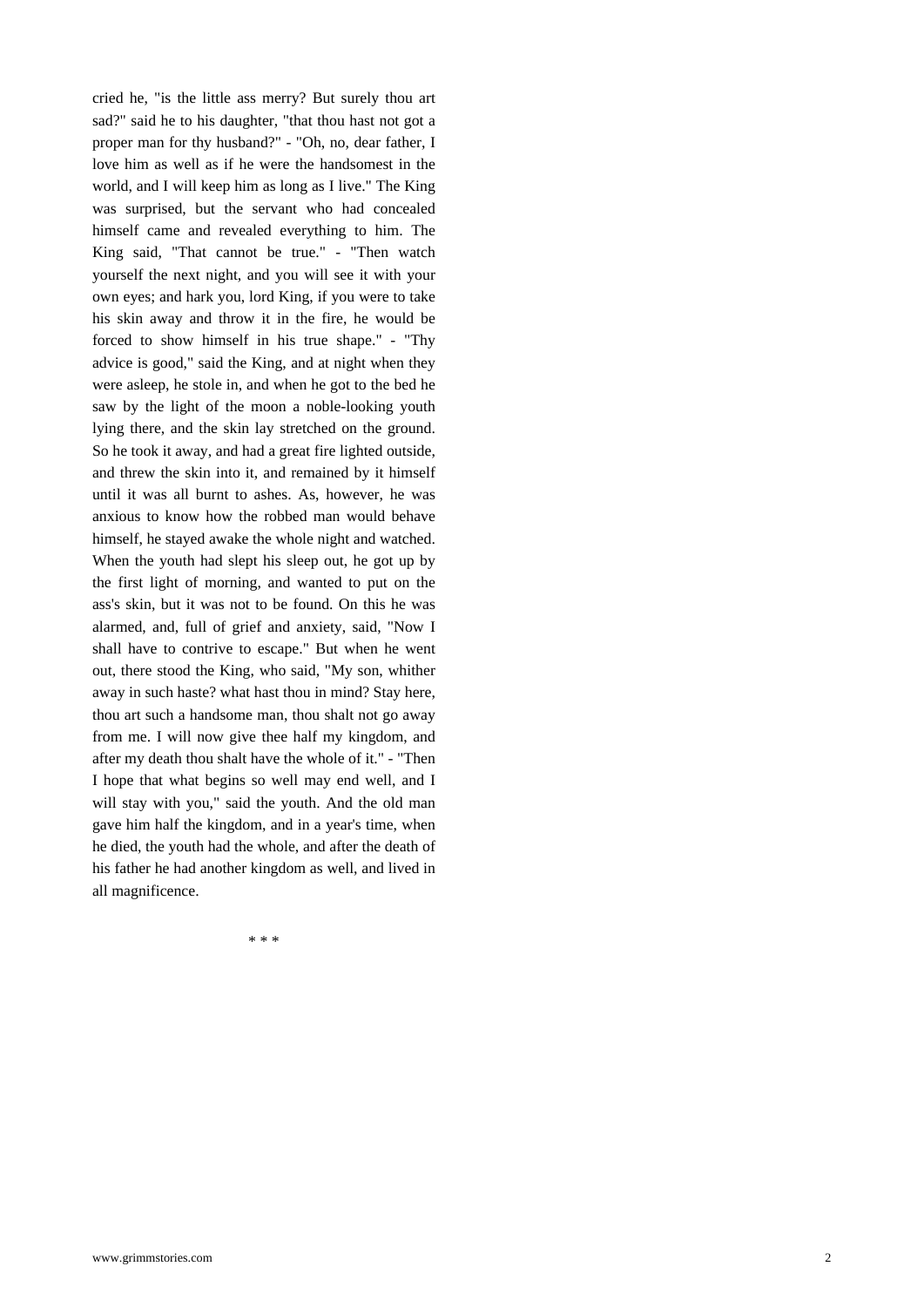cried he, "is the little ass merry? But surely thou art sad?" said he to his daughter, "that thou hast not got a proper man for thy husband?" - "Oh, no, dear father, I love him as well as if he were the handsomest in the world, and I will keep him as long as I live." The King was surprised, but the servant who had concealed himself came and revealed everything to him. The King said, "That cannot be true." - "Then watch yourself the next night, and you will see it with your own eyes; and hark you, lord King, if you were to take his skin away and throw it in the fire, he would be forced to show himself in his true shape." - "Thy advice is good," said the King, and at night when they were asleep, he stole in, and when he got to the bed he saw by the light of the moon a noble-looking youth lying there, and the skin lay stretched on the ground. So he took it away, and had a great fire lighted outside, and threw the skin into it, and remained by it himself until it was all burnt to ashes. As, however, he was anxious to know how the robbed man would behave himself, he stayed awake the whole night and watched. When the youth had slept his sleep out, he got up by the first light of morning, and wanted to put on the ass's skin, but it was not to be found. On this he was alarmed, and, full of grief and anxiety, said, "Now I shall have to contrive to escape." But when he went out, there stood the King, who said, "My son, whither away in such haste? what hast thou in mind? Stay here, thou art such a handsome man, thou shalt not go away from me. I will now give thee half my kingdom, and after my death thou shalt have the whole of it." - "Then I hope that what begins so well may end well, and I will stay with you," said the youth. And the old man gave him half the kingdom, and in a year's time, when he died, the youth had the whole, and after the death of his father he had another kingdom as well, and lived in all magnificence.

* * *